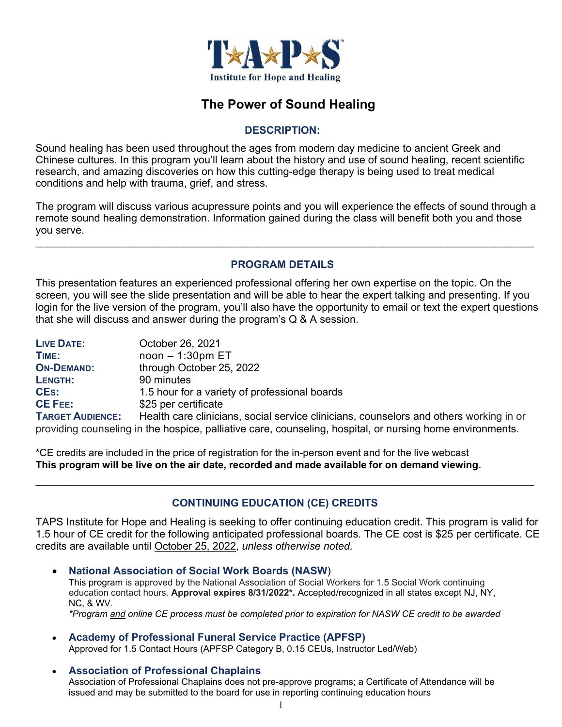TAPS Institute for Hope and Healing

# The Power of Sound Healing

## DESCRIPTION:

Sound healing has been used throughout the ages from modern day medicine to ancient Greek and Chinese cultures. In this program you'll learn about the history and use of sound healing, recent scientific research, and amazing discoveries on how this cutting-edge therapy is being used to treat medical conditions and help with trauma, grief, and stress.

The program will discuss various acupressure points and you will experience the effects of sound through a remote sound healing demonstration. Information gained during the class will benefit both you and those you serve.

---

## PROGRAM DETAILS

This presentation features an experienced professional offering her own expertise on the topic. On the screen, you will see the slide presentation and will be able to hear the expert talking and presenting. If you login for the live version of the program, you'll also have the opportunity to email or text the expert questions that she will discuss and answer during the program's Q & A session.

**LIVE DATE:** October 26, 2021
**TIME:** noon – 1:30pm ET
**ON-DEMAND:** through October 25, 2022
**LENGTH:** 90 minutes
**CEs:** 1.5 hour for a variety of professional boards
**CE FEE:** $25 per certificate
**TARGET AUDIENCE:** Health care clinicians, social service clinicians, counselors and others working in or providing counseling in the hospice, palliative care, counseling, hospital, or nursing home environments.

*CE credits are included in the price of registration for the in-person event and for the live webcast
**This program will be live on the air date, recorded and made available for on demand viewing.**

---

## CONTINUING EDUCATION (CE) CREDITS

TAPS Institute for Hope and Healing is seeking to offer continuing education credit. This program is valid for 1.5 hour of CE credit for the following anticipated professional boards. The CE cost is $25 per certificate. CE credits are available until October 25, 2022, *unless otherwise noted.*

- **National Association of Social Work Boards (NASW)**
  This program is approved by the National Association of Social Workers for 1.5 Social Work continuing education contact hours. **Approval expires 8/31/2022*.** Accepted/recognized in all states except NJ, NY, NC, & WV.
  *\*Program and online CE process must be completed prior to expiration for NASW CE credit to be awarded*

- **Academy of Professional Funeral Service Practice (APFSP)**
  Approved for 1.5 Contact Hours (APFSP Category B, 0.15 CEUs, Instructor Led/Web)

- **Association of Professional Chaplains**
  Association of Professional Chaplains does not pre-approve programs; a Certificate of Attendance will be issued and may be submitted to the board for use in reporting continuing education hours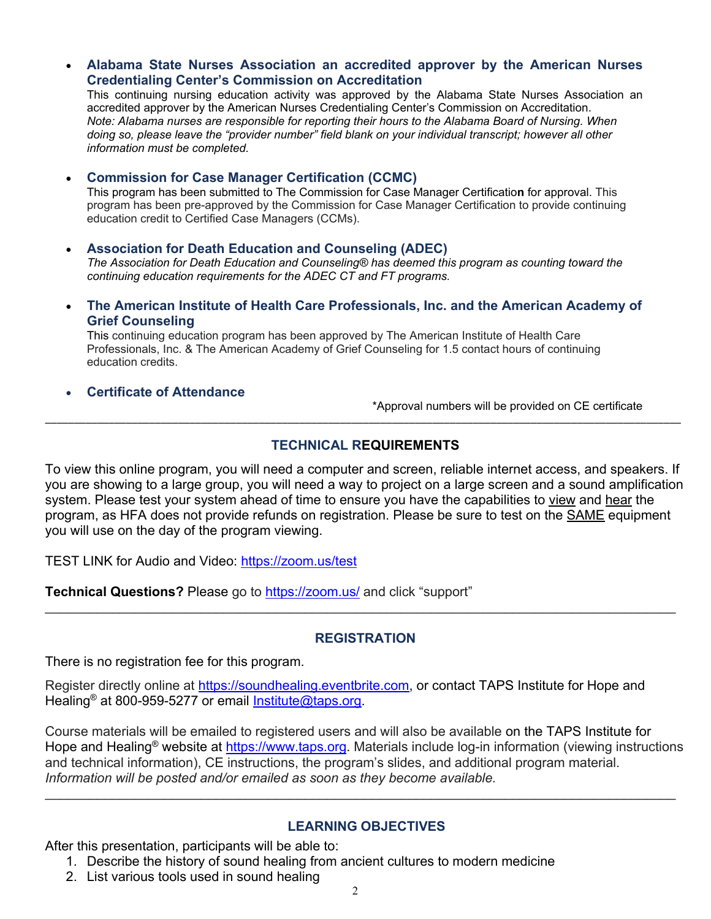- **Alabama State Nurses Association an accredited approver by the American Nurses Credentialing Center's Commission on Accreditation**
  This continuing nursing education activity was approved by the Alabama State Nurses Association an accredited approver by the American Nurses Credentialing Center's Commission on Accreditation.
  *Note: Alabama nurses are responsible for reporting their hours to the Alabama Board of Nursing. When doing so, please leave the "provider number" field blank on your individual transcript; however all other information must be completed.*

- **Commission for Case Manager Certification (CCMC)**
  This program has been submitted to The Commission for Case Manager Certification for approval. This program has been pre-approved by the Commission for Case Manager Certification to provide continuing education credit to Certified Case Managers (CCMs).

- **Association for Death Education and Counseling (ADEC)**
  *The Association for Death Education and Counseling® has deemed this program as counting toward the continuing education requirements for the ADEC CT and FT programs.*

- **The American Institute of Health Care Professionals, Inc. and the American Academy of Grief Counseling**
  This continuing education program has been approved by The American Institute of Health Care Professionals, Inc. & The American Academy of Grief Counseling for 1.5 contact hours of continuing education credits.

- **Certificate of Attendance**

*Approval numbers will be provided on CE certificate

---

## TECHNICAL REQUIREMENTS

To view this online program, you will need a computer and screen, reliable internet access, and speakers. If you are showing to a large group, you will need a way to project on a large screen and a sound amplification system. Please test your system ahead of time to ensure you have the capabilities to view and hear the program, as HFA does not provide refunds on registration. Please be sure to test on the SAME equipment you will use on the day of the program viewing.

TEST LINK for Audio and Video: https://zoom.us/test

**Technical Questions?** Please go to https://zoom.us/ and click "support"

---

## REGISTRATION

There is no registration fee for this program.

Register directly online at https://soundhealing.eventbrite.com, or contact TAPS Institute for Hope and Healing® at 800-959-5277 or email Institute@taps.org.

Course materials will be emailed to registered users and will also be available on the TAPS Institute for Hope and Healing® website at https://www.taps.org. Materials include log-in information (viewing instructions and technical information), CE instructions, the program's slides, and additional program material. *Information will be posted and/or emailed as soon as they become available.*

---

## LEARNING OBJECTIVES

After this presentation, participants will be able to:

1. Describe the history of sound healing from ancient cultures to modern medicine
2. List various tools used in sound healing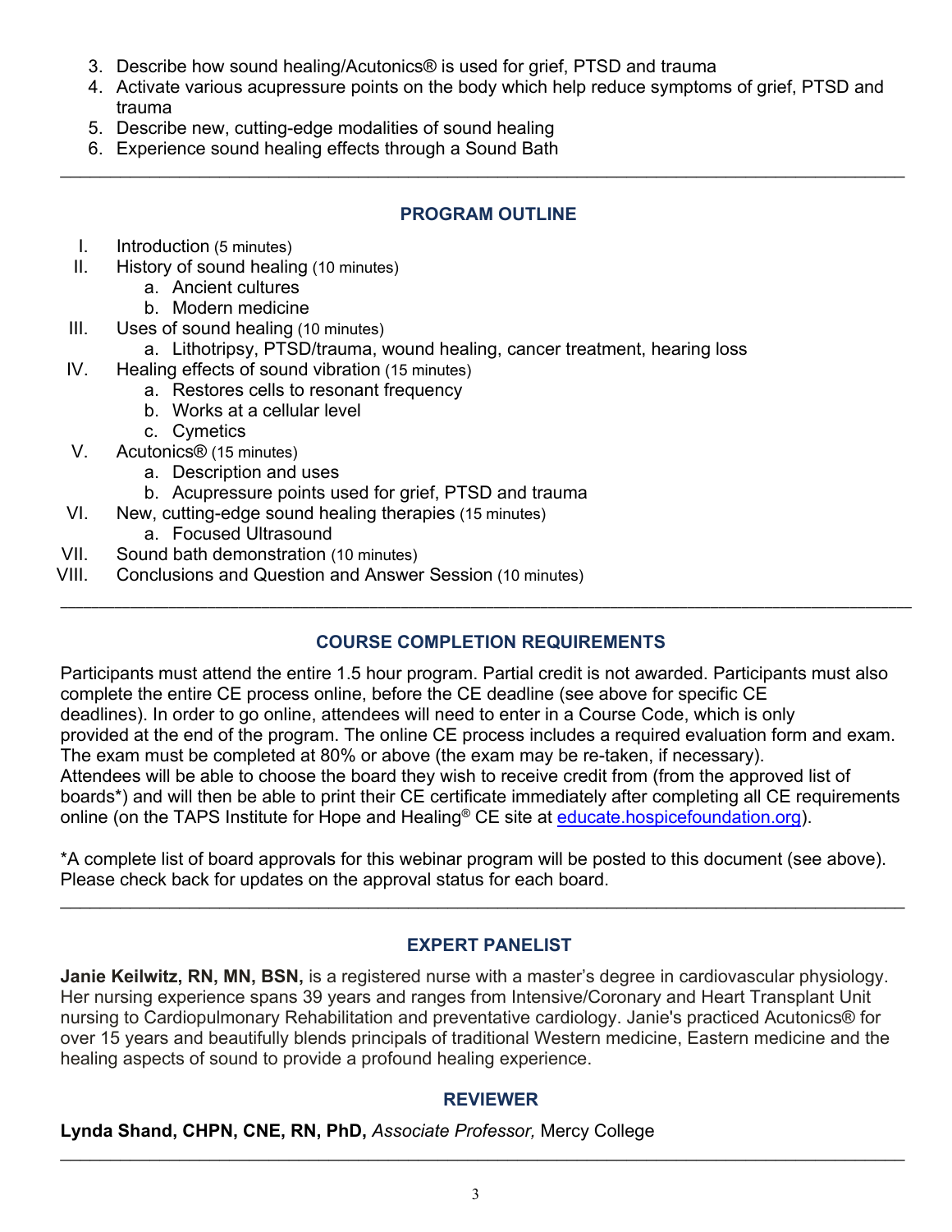3. Describe how sound healing/Acutonics® is used for grief, PTSD and trauma
4. Activate various acupressure points on the body which help reduce symptoms of grief, PTSD and trauma
5. Describe new, cutting-edge modalities of sound healing
6. Experience sound healing effects through a Sound Bath

---

## PROGRAM OUTLINE

I. Introduction (5 minutes)

II. History of sound healing (10 minutes)
   a. Ancient cultures
   b. Modern medicine

III. Uses of sound healing (10 minutes)
   a. Lithotripsy, PTSD/trauma, wound healing, cancer treatment, hearing loss

IV. Healing effects of sound vibration (15 minutes)
   a. Restores cells to resonant frequency
   b. Works at a cellular level
   c. Cymetics

V. Acutonics® (15 minutes)
   a. Description and uses
   b. Acupressure points used for grief, PTSD and trauma

VI. New, cutting-edge sound healing therapies (15 minutes)
   a. Focused Ultrasound

VII. Sound bath demonstration (10 minutes)

VIII. Conclusions and Question and Answer Session (10 minutes)

---

## COURSE COMPLETION REQUIREMENTS

Participants must attend the entire 1.5 hour program. Partial credit is not awarded. Participants must also complete the entire CE process online, before the CE deadline (see above for specific CE deadlines). In order to go online, attendees will need to enter in a Course Code, which is only provided at the end of the program. The online CE process includes a required evaluation form and exam. The exam must be completed at 80% or above (the exam may be re-taken, if necessary). Attendees will be able to choose the board they wish to receive credit from (from the approved list of boards*) and will then be able to print their CE certificate immediately after completing all CE requirements online (on the TAPS Institute for Hope and Healing® CE site at educate.hospicefoundation.org).

*A complete list of board approvals for this webinar program will be posted to this document (see above). Please check back for updates on the approval status for each board.

---

## EXPERT PANELIST

**Janie Keilwitz, RN, MN, BSN,** is a registered nurse with a master's degree in cardiovascular physiology. Her nursing experience spans 39 years and ranges from Intensive/Coronary and Heart Transplant Unit nursing to Cardiopulmonary Rehabilitation and preventative cardiology. Janie's practiced Acutonics® for over 15 years and beautifully blends principals of traditional Western medicine, Eastern medicine and the healing aspects of sound to provide a profound healing experience.

## REVIEWER

**Lynda Shand, CHPN, CNE, RN, PhD,** *Associate Professor,* Mercy College

---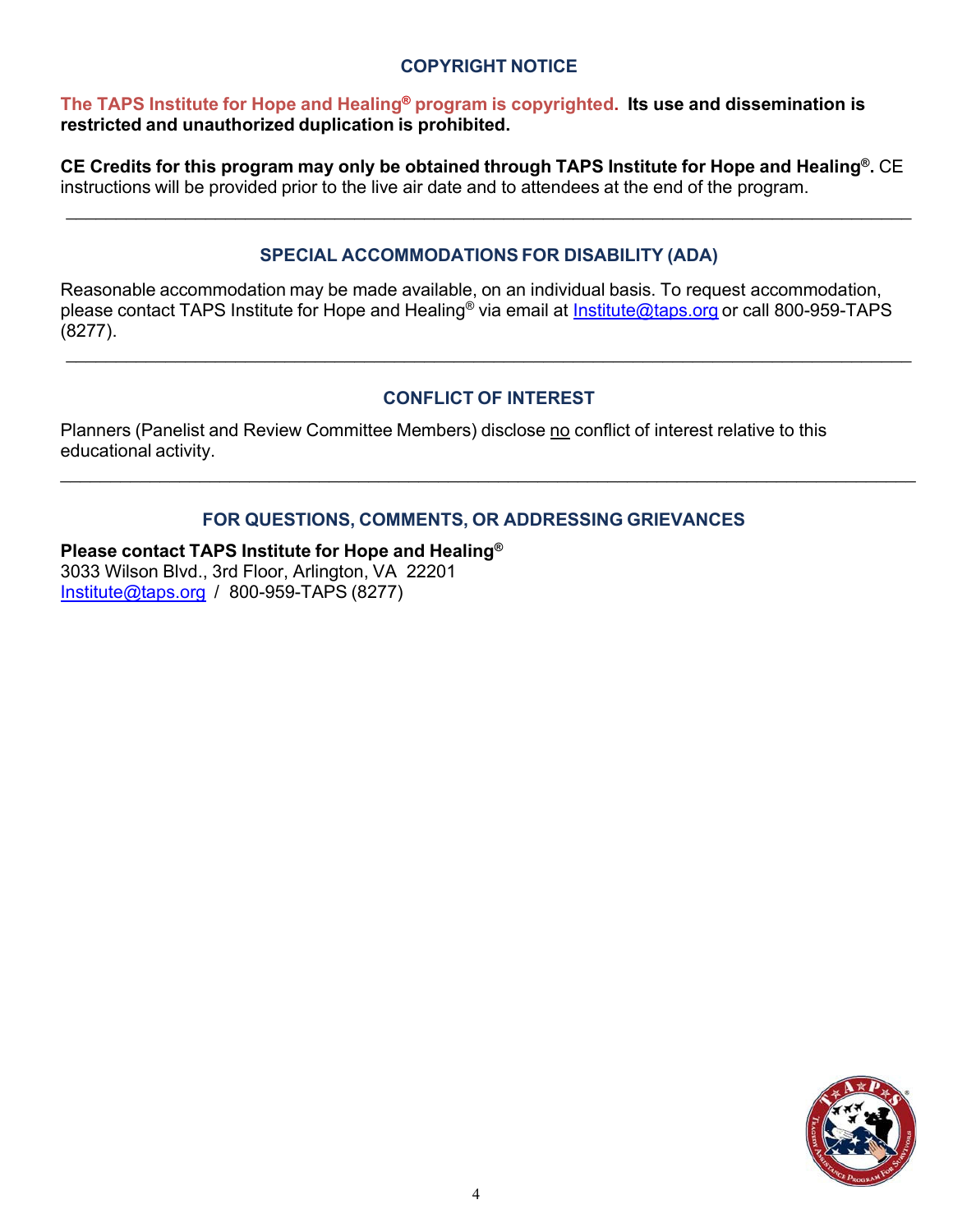## COPYRIGHT NOTICE

**The TAPS Institute for Hope and Healing® program is copyrighted. Its use and dissemination is restricted and unauthorized duplication is prohibited.**

**CE Credits for this program may only be obtained through TAPS Institute for Hope and Healing®.** CE instructions will be provided prior to the live air date and to attendees at the end of the program.

---

## SPECIAL ACCOMMODATIONS FOR DISABILITY (ADA)

Reasonable accommodation may be made available, on an individual basis. To request accommodation, please contact TAPS Institute for Hope and Healing® via email at Institute@taps.org or call 800-959-TAPS (8277).

---

## CONFLICT OF INTEREST

Planners (Panelist and Review Committee Members) disclose no conflict of interest relative to this educational activity.

---

## FOR QUESTIONS, COMMENTS, OR ADDRESSING GRIEVANCES

**Please contact TAPS Institute for Hope and Healing®**
3033 Wilson Blvd., 3rd Floor, Arlington, VA 22201
Institute@taps.org / 800-959-TAPS (8277)